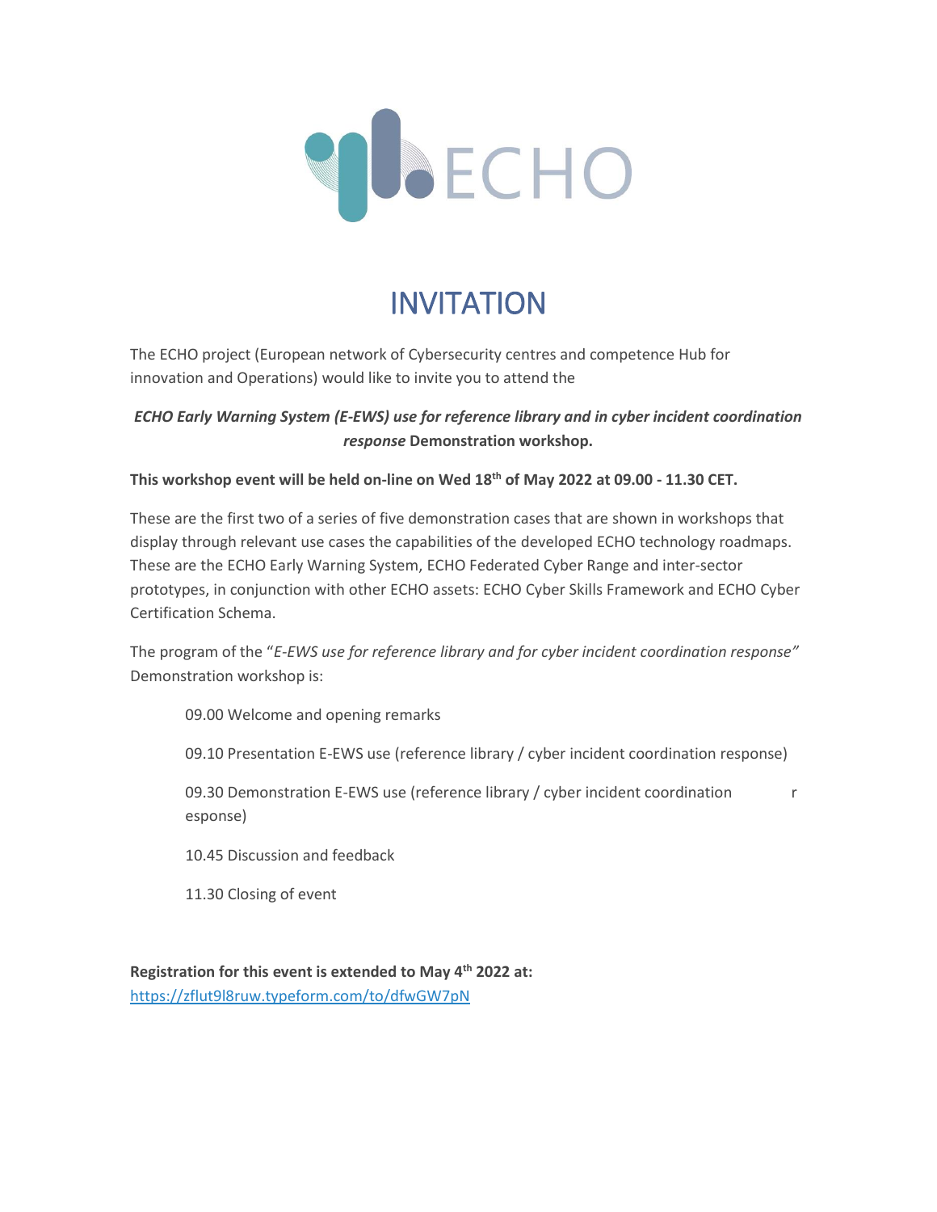ECHO

# INVITATION

The ECHO project (European network of Cybersecurity centres and competence Hub for innovation and Operations) would like to invite you to attend the

***ECHO Early Warning System (E-EWS) use for reference library and in cyber incident coordination response* Demonstration workshop.**

**This workshop event will be held on-line on Wed 18th of May 2022 at 09.00 - 11.30 CET.**

These are the first two of a series of five demonstration cases that are shown in workshops that display through relevant use cases the capabilities of the developed ECHO technology roadmaps. These are the ECHO Early Warning System, ECHO Federated Cyber Range and inter-sector prototypes, in conjunction with other ECHO assets: ECHO Cyber Skills Framework and ECHO Cyber Certification Schema.

The program of the "*E-EWS use for reference library and for cyber incident coordination response"* Demonstration workshop is:

09.00 Welcome and opening remarks

09.10 Presentation E-EWS use (reference library / cyber incident coordination response)

09.30 Demonstration E-EWS use (reference library / cyber incident coordination response)

10.45 Discussion and feedback

11.30 Closing of event

**Registration for this event is extended to May 4th 2022 at:**
https://zflut9l8ruw.typeform.com/to/dfwGW7pN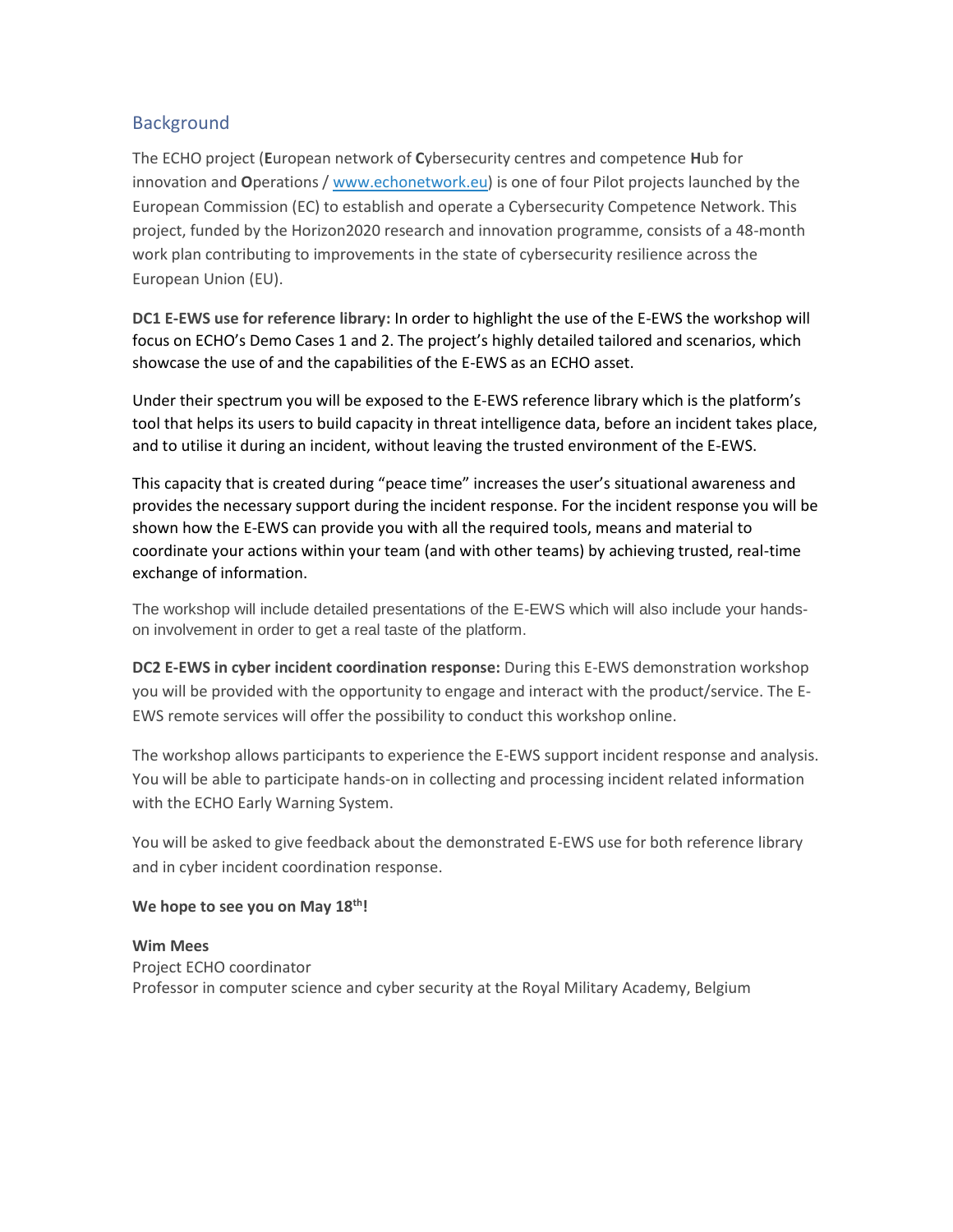## Background

The ECHO project (**E**uropean network of **C**ybersecurity centres and competence **H**ub for innovation and **O**perations / www.echonetwork.eu) is one of four Pilot projects launched by the European Commission (EC) to establish and operate a Cybersecurity Competence Network. This project, funded by the Horizon2020 research and innovation programme, consists of a 48-month work plan contributing to improvements in the state of cybersecurity resilience across the European Union (EU).

**DC1 E-EWS use for reference library:** In order to highlight the use of the E-EWS the workshop will focus on ECHO's Demo Cases 1 and 2. The project's highly detailed tailored and scenarios, which showcase the use of and the capabilities of the E-EWS as an ECHO asset.

Under their spectrum you will be exposed to the E-EWS reference library which is the platform's tool that helps its users to build capacity in threat intelligence data, before an incident takes place, and to utilise it during an incident, without leaving the trusted environment of the E-EWS.

This capacity that is created during "peace time" increases the user's situational awareness and provides the necessary support during the incident response. For the incident response you will be shown how the E-EWS can provide you with all the required tools, means and material to coordinate your actions within your team (and with other teams) by achieving trusted, real-time exchange of information.

The workshop will include detailed presentations of the E-EWS which will also include your hands-on involvement in order to get a real taste of the platform.

**DC2 E-EWS in cyber incident coordination response:** During this E-EWS demonstration workshop you will be provided with the opportunity to engage and interact with the product/service. The E-EWS remote services will offer the possibility to conduct this workshop online.

The workshop allows participants to experience the E-EWS support incident response and analysis. You will be able to participate hands-on in collecting and processing incident related information with the ECHO Early Warning System.

You will be asked to give feedback about the demonstrated E-EWS use for both reference library and in cyber incident coordination response.

**We hope to see you on May 18th!**

**Wim Mees**
Project ECHO coordinator
Professor in computer science and cyber security at the Royal Military Academy, Belgium